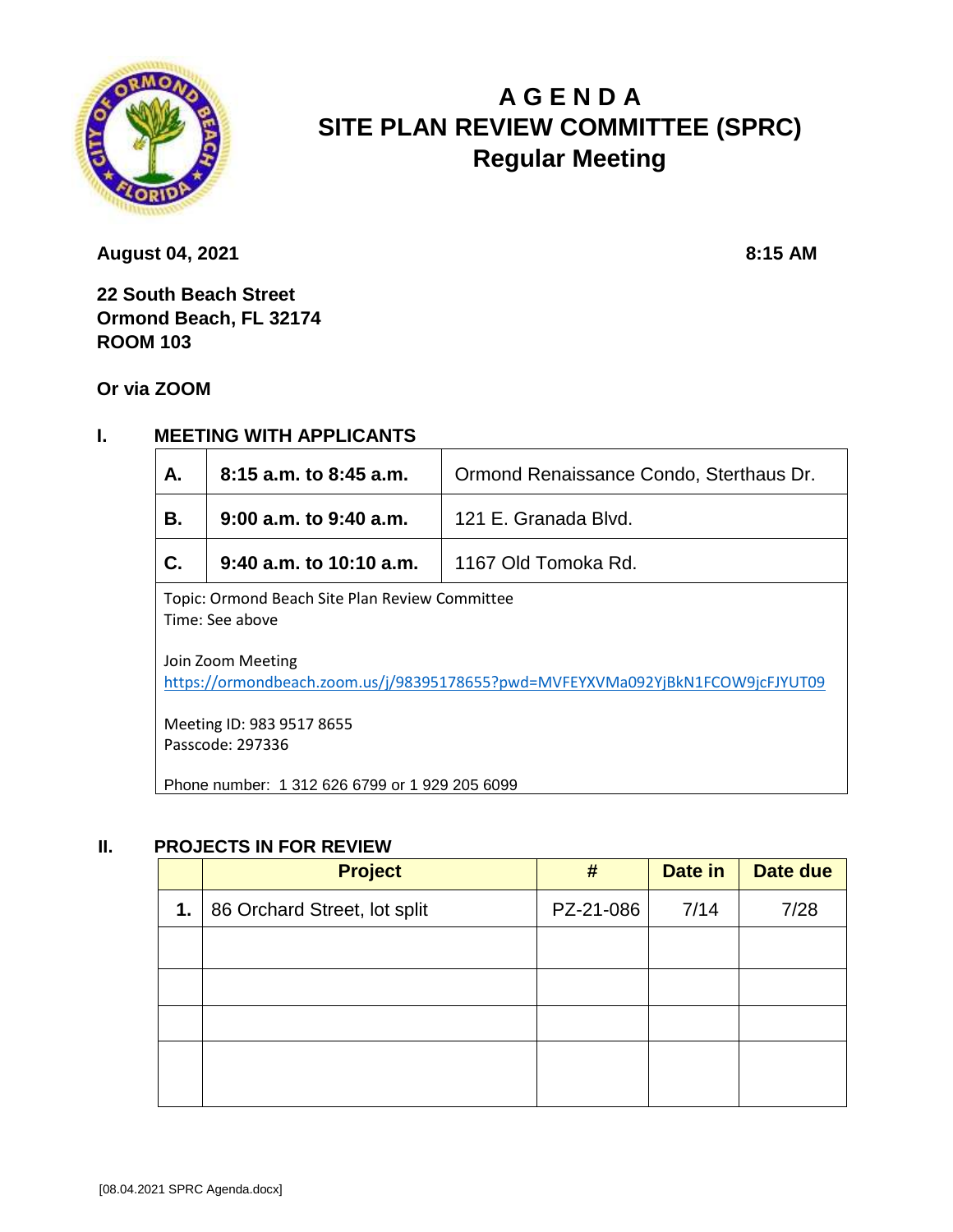# A G E N D A
# SITE PLAN REVIEW COMMITTEE (SPRC)
## Regular Meeting

**August 04, 2021** **8:15 AM**

**22 South Beach Street**
**Ormond Beach, FL 32174**
**ROOM 103**

**Or via ZOOM**

## I. MEETING WITH APPLICANTS

| | | |
|---|---|---|
| **A.** | **8:15 a.m. to 8:45 a.m.** | Ormond Renaissance Condo, Sterthaus Dr. |
| **B.** | **9:00 a.m. to 9:40 a.m.** | 121 E. Granada Blvd. |
| **C.** | **9:40 a.m. to 10:10 a.m.** | 1167 Old Tomoka Rd. |

Topic: Ormond Beach Site Plan Review Committee
Time: See above

Join Zoom Meeting
https://ormondbeach.zoom.us/j/98395178655?pwd=MVFEYXVMa092YjBkN1FCOW9jcFJYUT09

Meeting ID: 983 9517 8655
Passcode: 297336

Phone number: 1 312 626 6799 or 1 929 205 6099

## II. PROJECTS IN FOR REVIEW

| | Project | # | Date in | Date due |
|---|---|---|---|---|
| **1.** | 86 Orchard Street, lot split | PZ-21-086 | 7/14 | 7/28 |
| | | | | |
| | | | | |
| | | | | |
| | | | | |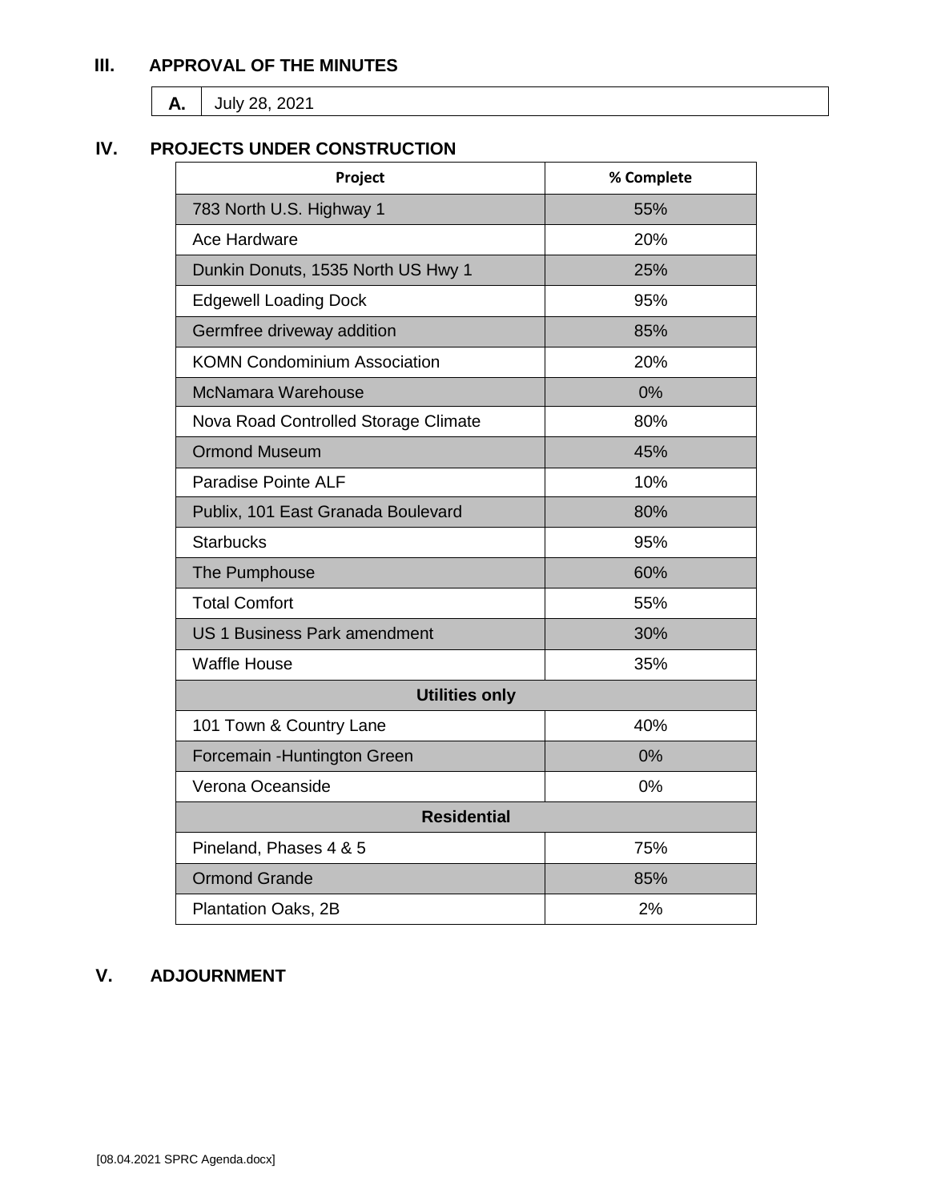## III. APPROVAL OF THE MINUTES

| | |
|---|---|
| **A.** | July 28, 2021 |

## IV. PROJECTS UNDER CONSTRUCTION

| Project | % Complete |
|---|---|
| 783 North U.S. Highway 1 | 55% |
| Ace Hardware | 20% |
| Dunkin Donuts, 1535 North US Hwy 1 | 25% |
| Edgewell Loading Dock | 95% |
| Germfree driveway addition | 85% |
| KOMN Condominium Association | 20% |
| McNamara Warehouse | 0% |
| Nova Road Controlled Storage Climate | 80% |
| Ormond Museum | 45% |
| Paradise Pointe ALF | 10% |
| Publix, 101 East Granada Boulevard | 80% |
| Starbucks | 95% |
| The Pumphouse | 60% |
| Total Comfort | 55% |
| US 1 Business Park amendment | 30% |
| Waffle House | 35% |
| **Utilities only** | |
| 101 Town & Country Lane | 40% |
| Forcemain -Huntington Green | 0% |
| Verona Oceanside | 0% |
| **Residential** | |
| Pineland, Phases 4 & 5 | 75% |
| Ormond Grande | 85% |
| Plantation Oaks, 2B | 2% |

## V. ADJOURNMENT

[08.04.2021 SPRC Agenda.docx]